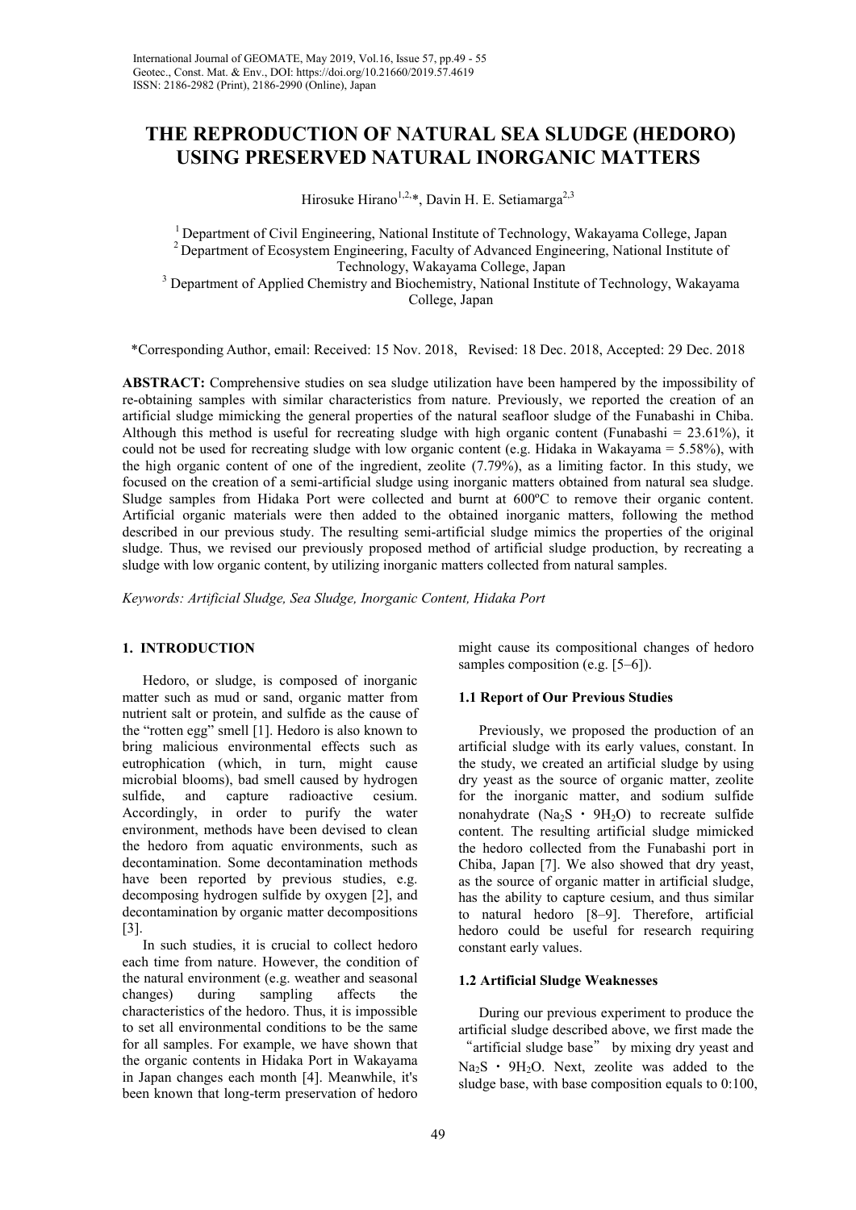# THE REPRODUCTION OF NATURAL SEA SLUDGE (HEDORO) USING PRESERVED NATURAL INORGANIC MATTERS

Hirosuke Hirano[1,2,*], Davin H. E. Setiamarga[2,3]

[1] Department of Civil Engineering, National Institute of Technology, Wakayama College, Japan
[2] Department of Ecosystem Engineering, Faculty of Advanced Engineering, National Institute of Technology, Wakayama College, Japan
[3] Department of Applied Chemistry and Biochemistry, National Institute of Technology, Wakayama College, Japan

*Corresponding Author, email: Received: 15 Nov. 2018, Revised: 18 Dec. 2018, Accepted: 29 Dec. 2018

**ABSTRACT:** Comprehensive studies on sea sludge utilization have been hampered by the impossibility of re-obtaining samples with similar characteristics from nature. Previously, we reported the creation of an artificial sludge mimicking the general properties of the natural seafloor sludge of the Funabashi in Chiba. Although this method is useful for recreating sludge with high organic content (Funabashi = 23.61%), it could not be used for recreating sludge with low organic content (e.g. Hidaka in Wakayama = 5.58%), with the high organic content of one of the ingredient, zeolite (7.79%), as a limiting factor. In this study, we focused on the creation of a semi-artificial sludge using inorganic matters obtained from natural sea sludge. Sludge samples from Hidaka Port were collected and burnt at 600ºC to remove their organic content. Artificial organic materials were then added to the obtained inorganic matters, following the method described in our previous study. The resulting semi-artificial sludge mimics the properties of the original sludge. Thus, we revised our previously proposed method of artificial sludge production, by recreating a sludge with low organic content, by utilizing inorganic matters collected from natural samples.

*Keywords: Artificial Sludge, Sea Sludge, Inorganic Content, Hidaka Port*

## 1. INTRODUCTION

Hedoro, or sludge, is composed of inorganic matter such as mud or sand, organic matter from nutrient salt or protein, and sulfide as the cause of the "rotten egg" smell [1]. Hedoro is also known to bring malicious environmental effects such as eutrophication (which, in turn, might cause microbial blooms), bad smell caused by hydrogen sulfide, and capture radioactive cesium. Accordingly, in order to purify the water environment, methods have been devised to clean the hedoro from aquatic environments, such as decontamination. Some decontamination methods have been reported by previous studies, e.g. decomposing hydrogen sulfide by oxygen [2], and decontamination by organic matter decompositions [3].

In such studies, it is crucial to collect hedoro each time from nature. However, the condition of the natural environment (e.g. weather and seasonal changes) during sampling affects the characteristics of the hedoro. Thus, it is impossible to set all environmental conditions to be the same for all samples. For example, we have shown that the organic contents in Hidaka Port in Wakayama in Japan changes each month [4]. Meanwhile, it's been known that long-term preservation of hedoro might cause its compositional changes of hedoro samples composition (e.g. [5–6]).

### 1.1 Report of Our Previous Studies

Previously, we proposed the production of an artificial sludge with its early values, constant. In the study, we created an artificial sludge by using dry yeast as the source of organic matter, zeolite for the inorganic matter, and sodium sulfide nonahydrate ($Na_2S \cdot 9H_2O$) to recreate sulfide content. The resulting artificial sludge mimicked the hedoro collected from the Funabashi port in Chiba, Japan [7]. We also showed that dry yeast, as the source of organic matter in artificial sludge, has the ability to capture cesium, and thus similar to natural hedoro [8–9]. Therefore, artificial hedoro could be useful for research requiring constant early values.

### 1.2 Artificial Sludge Weaknesses

During our previous experiment to produce the artificial sludge described above, we first made the "artificial sludge base" by mixing dry yeast and $Na_2S \cdot 9H_2O$. Next, zeolite was added to the sludge base, with base composition equals to 0:100,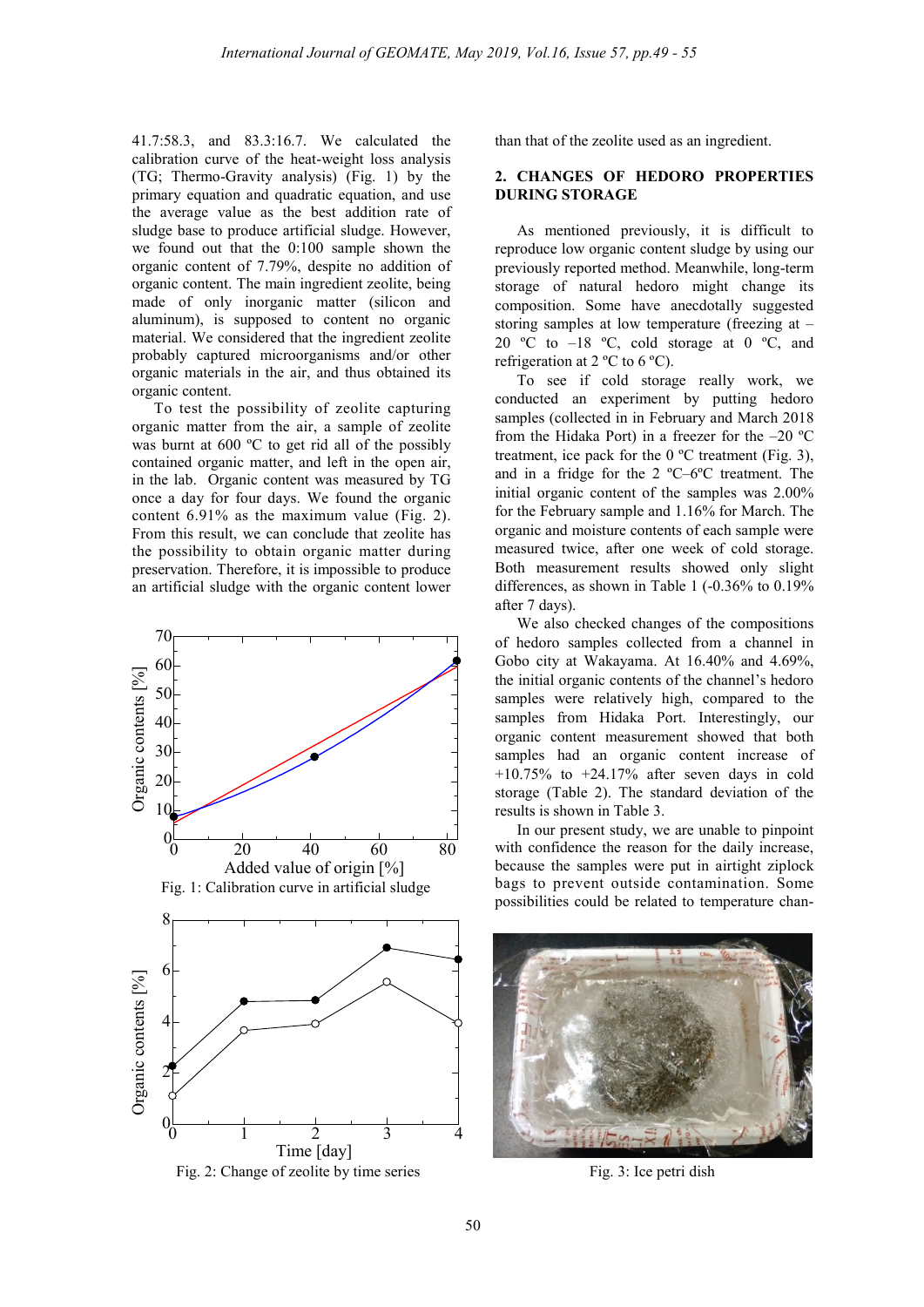41.7:58.3, and 83.3:16.7. We calculated the calibration curve of the heat-weight loss analysis (TG; Thermo-Gravity analysis) (Fig. 1) by the primary equation and quadratic equation, and use the average value as the best addition rate of sludge base to produce artificial sludge. However, we found out that the 0:100 sample shown the organic content of 7.79%, despite no addition of organic content. The main ingredient zeolite, being made of only inorganic matter (silicon and aluminum), is supposed to content no organic material. We considered that the ingredient zeolite probably captured microorganisms and/or other organic materials in the air, and thus obtained its organic content.

To test the possibility of zeolite capturing organic matter from the air, a sample of zeolite was burnt at 600 ºC to get rid all of the possibly contained organic matter, and left in the open air, in the lab. Organic content was measured by TG once a day for four days. We found the organic content 6.91% as the maximum value (Fig. 2). From this result, we can conclude that zeolite has the possibility to obtain organic matter during preservation. Therefore, it is impossible to produce an artificial sludge with the organic content lower than that of the zeolite used as an ingredient.

Fig. 1: Calibration curve in artificial sludge

Fig. 2: Change of zeolite by time series

## 2. CHANGES OF HEDORO PROPERTIES DURING STORAGE

As mentioned previously, it is difficult to reproduce low organic content sludge by using our previously reported method. Meanwhile, long-term storage of natural hedoro might change its composition. Some have anecdotally suggested storing samples at low temperature (freezing at –20 ºC to –18 ºC, cold storage at 0 ºC, and refrigeration at 2 ºC to 6 ºC).

To see if cold storage really work, we conducted an experiment by putting hedoro samples (collected in in February and March 2018 from the Hidaka Port) in a freezer for the –20 ºC treatment, ice pack for the 0 ºC treatment (Fig. 3), and in a fridge for the 2 ºC–6ºC treatment. The initial organic content of the samples was 2.00% for the February sample and 1.16% for March. The organic and moisture contents of each sample were measured twice, after one week of cold storage. Both measurement results showed only slight differences, as shown in Table 1 (-0.36% to 0.19% after 7 days).

We also checked changes of the compositions of hedoro samples collected from a channel in Gobo city at Wakayama. At 16.40% and 4.69%, the initial organic contents of the channel's hedoro samples were relatively high, compared to the samples from Hidaka Port. Interestingly, our organic content measurement showed that both samples had an organic content increase of +10.75% to +24.17% after seven days in cold storage (Table 2). The standard deviation of the results is shown in Table 3.

In our present study, we are unable to pinpoint with confidence the reason for the daily increase, because the samples were put in airtight ziplock bags to prevent outside contamination. Some possibilities could be related to temperature chan-

Fig. 3: Ice petri dish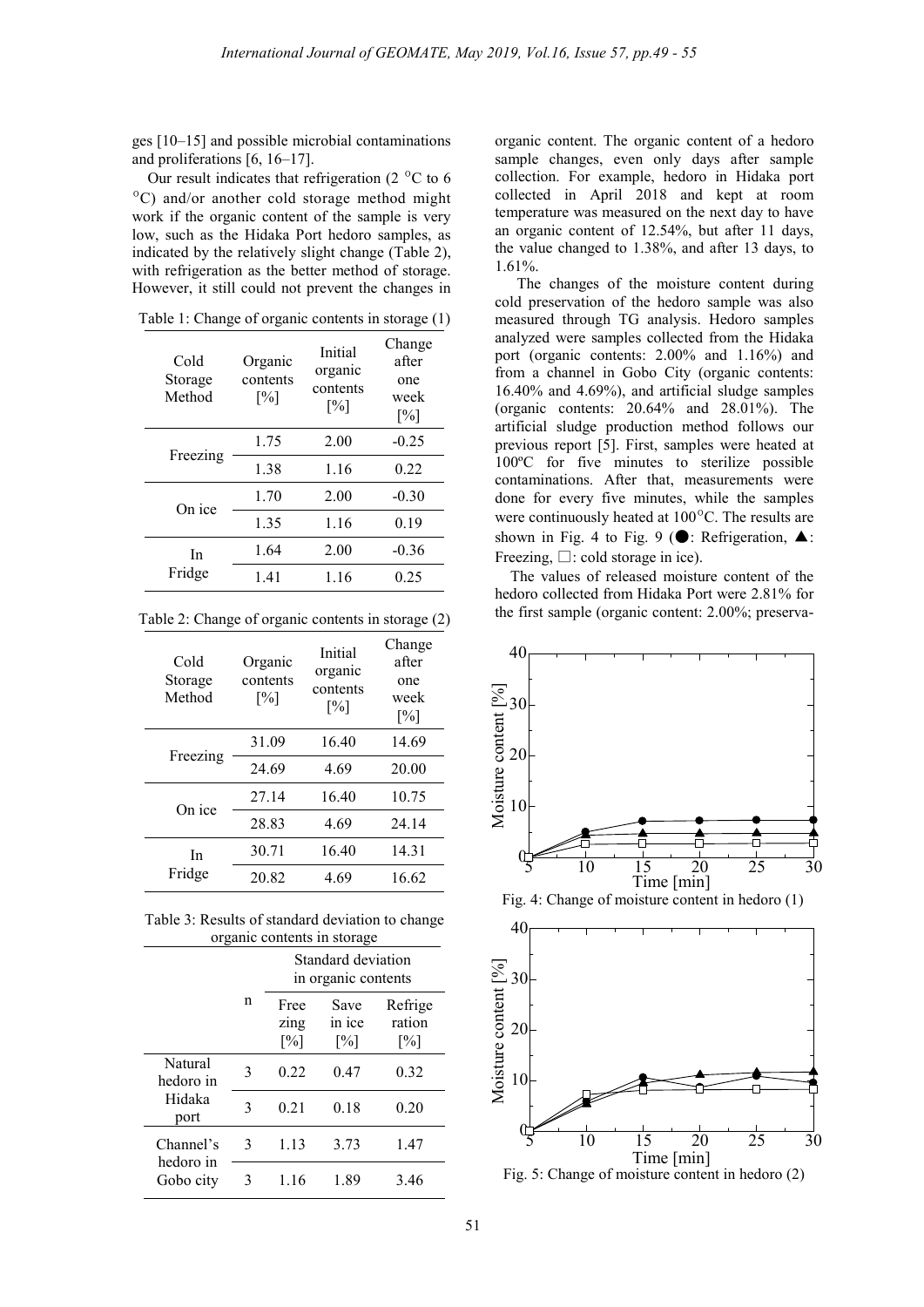ges [10–15] and possible microbial contaminations and proliferations [6, 16–17].

Our result indicates that refrigeration (2 °C to 6 °C) and/or another cold storage method might work if the organic content of the sample is very low, such as the Hidaka Port hedoro samples, as indicated by the relatively slight change (Table 2), with refrigeration as the better method of storage. However, it still could not prevent the changes in organic content. The organic content of a hedoro sample changes, even only days after sample collection. For example, hedoro in Hidaka port collected in April 2018 and kept at room temperature was measured on the next day to have an organic content of 12.54%, but after 11 days, the value changed to 1.38%, and after 13 days, to 1.61%.

Table 1: Change of organic contents in storage (1)

| Cold Storage Method | Organic contents [%] | Initial organic contents [%] | Change after one week [%] |
|---|---|---|---|
| Freezing | 1.75 | 2.00 | -0.25 |
| | 1.38 | 1.16 | 0.22 |
| On ice | 1.70 | 2.00 | -0.30 |
| | 1.35 | 1.16 | 0.19 |
| In Fridge | 1.64 | 2.00 | -0.36 |
| | 1.41 | 1.16 | 0.25 |

Table 2: Change of organic contents in storage (2)

| Cold Storage Method | Organic contents [%] | Initial organic contents [%] | Change after one week [%] |
|---|---|---|---|
| Freezing | 31.09 | 16.40 | 14.69 |
| | 24.69 | 4.69 | 20.00 |
| On ice | 27.14 | 16.40 | 10.75 |
| | 28.83 | 4.69 | 24.14 |
| In Fridge | 30.71 | 16.40 | 14.31 |
| | 20.82 | 4.69 | 16.62 |

Table 3: Results of standard deviation to change organic contents in storage

| | n | Standard deviation in organic contents | | |
|---|---|---|---|---|
| | | Freezing [%] | Save in ice [%] | Refrigeration [%] |
| Natural hedoro in Hidaka port | 3 | 0.22 | 0.47 | 0.32 |
| | 3 | 0.21 | 0.18 | 0.20 |
| Channel's hedoro in Gobo city | 3 | 1.13 | 3.73 | 1.47 |
| | 3 | 1.16 | 1.89 | 3.46 |

The changes of the moisture content during cold preservation of the hedoro sample was also measured through TG analysis. Hedoro samples analyzed were samples collected from the Hidaka port (organic contents: 2.00% and 1.16%) and from a channel in Gobo City (organic contents: 16.40% and 4.69%), and artificial sludge samples (organic contents: 20.64% and 28.01%). The artificial sludge production method follows our previous report [5]. First, samples were heated at 100ºC for five minutes to sterilize possible contaminations. After that, measurements were done for every five minutes, while the samples were continuously heated at 100 °C. The results are shown in Fig. 4 to Fig. 9 (●: Refrigeration, ▲: Freezing, □: cold storage in ice).

The values of released moisture content of the hedoro collected from Hidaka Port were 2.81% for the first sample (organic content: 2.00%; preserva-

Fig. 4: Change of moisture content in hedoro (1)

Fig. 5: Change of moisture content in hedoro (2)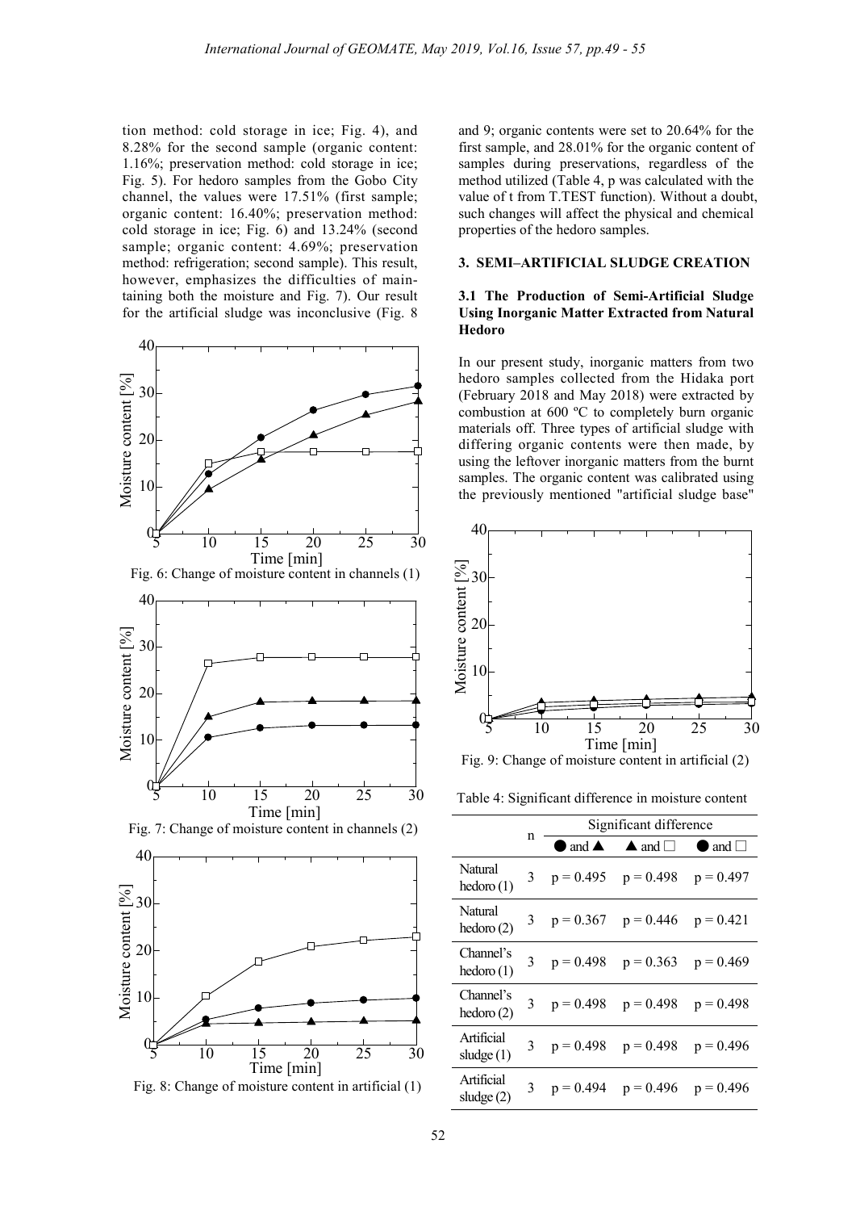tion method: cold storage in ice; Fig. 4), and 8.28% for the second sample (organic content: 1.16%; preservation method: cold storage in ice; Fig. 5). For hedoro samples from the Gobo City channel, the values were 17.51% (first sample; organic content: 16.40%; preservation method: cold storage in ice; Fig. 6) and 13.24% (second sample; organic content: 4.69%; preservation method: refrigeration; second sample). This result, however, emphasizes the difficulties of maintaining both the moisture and Fig. 7). Our result for the artificial sludge was inconclusive (Fig. 8 and 9; organic contents were set to 20.64% for the first sample, and 28.01% for the organic content of samples during preservations, regardless of the method utilized (Table 4, p was calculated with the value of t from T.TEST function). Without a doubt, such changes will affect the physical and chemical properties of the hedoro samples.

Fig. 6: Change of moisture content in channels (1)

Fig. 7: Change of moisture content in channels (2)

Fig. 8: Change of moisture content in artificial (1)

## 3. SEMI–ARTIFICIAL SLUDGE CREATION

### 3.1 The Production of Semi-Artificial Sludge Using Inorganic Matter Extracted from Natural Hedoro

In our present study, inorganic matters from two hedoro samples collected from the Hidaka port (February 2018 and May 2018) were extracted by combustion at 600 ºC to completely burn organic materials off. Three types of artificial sludge with differing organic contents were then made, by using the leftover inorganic matters from the burnt samples. The organic content was calibrated using the previously mentioned "artificial sludge base"

Fig. 9: Change of moisture content in artificial (2)

Table 4: Significant difference in moisture content

| | n | Significant difference | | |
|---|---|---|---|---|
| | | ● and ▲ | ▲ and □ | ● and □ |
| Natural hedoro (1) | 3 | $p = 0.495$ | $p = 0.498$ | $p = 0.497$ |
| Natural hedoro (2) | 3 | $p = 0.367$ | $p = 0.446$ | $p = 0.421$ |
| Channel's hedoro (1) | 3 | $p = 0.498$ | $p = 0.363$ | $p = 0.469$ |
| Channel's hedoro (2) | 3 | $p = 0.498$ | $p = 0.498$ | $p = 0.498$ |
| Artificial sludge (1) | 3 | $p = 0.498$ | $p = 0.498$ | $p = 0.496$ |
| Artificial sludge (2) | 3 | $p = 0.494$ | $p = 0.496$ | $p = 0.496$ |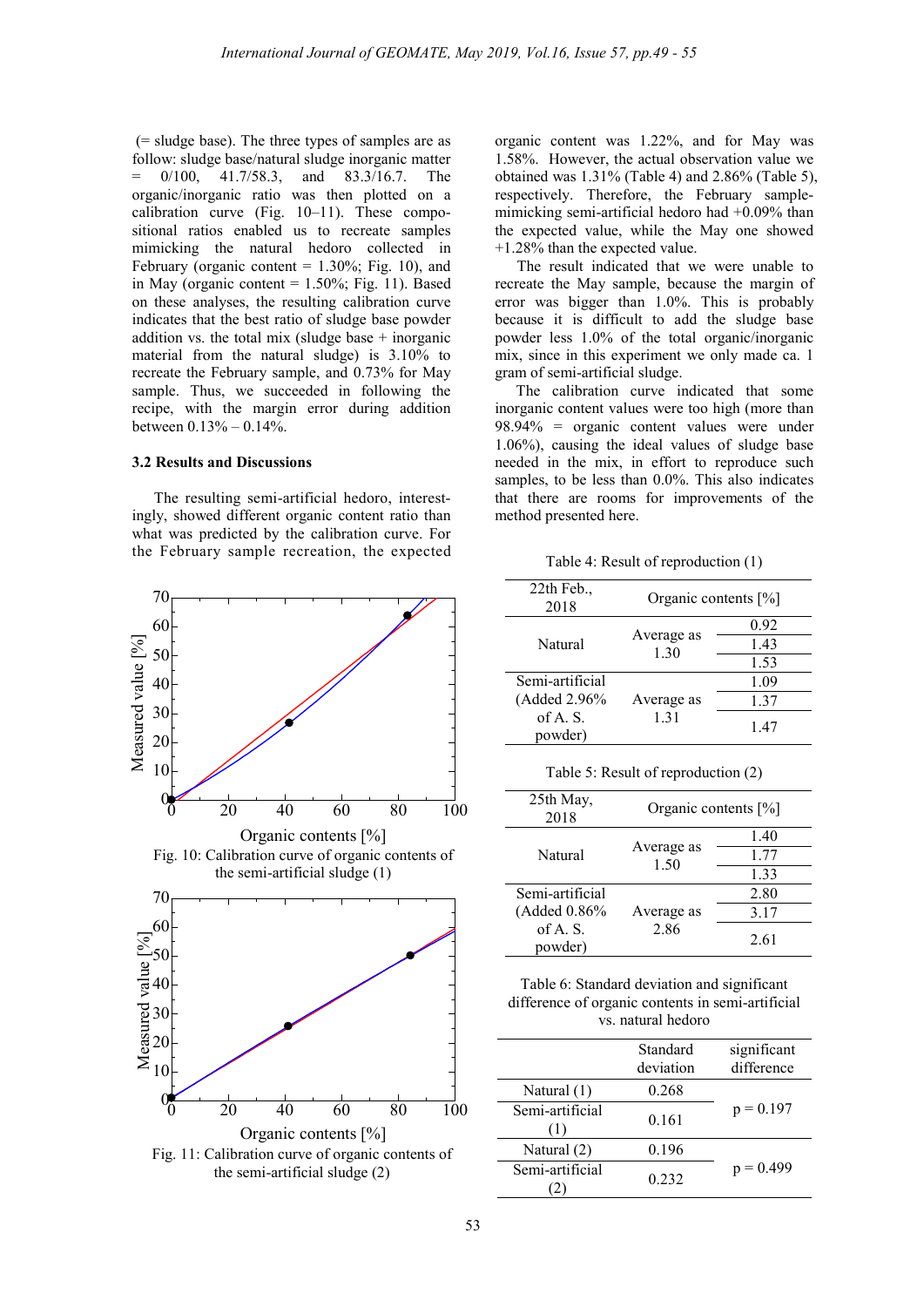(= sludge base). The three types of samples are as follow: sludge base/natural sludge inorganic matter = 0/100, 41.7/58.3, and 83.3/16.7. The organic/inorganic ratio was then plotted on a calibration curve (Fig. 10–11). These compositional ratios enabled us to recreate samples mimicking the natural hedoro collected in February (organic content = 1.30%; Fig. 10), and in May (organic content = 1.50%; Fig. 11). Based on these analyses, the resulting calibration curve indicates that the best ratio of sludge base powder addition vs. the total mix (sludge base + inorganic material from the natural sludge) is 3.10% to recreate the February sample, and 0.73% for May sample. Thus, we succeeded in following the recipe, with the margin error during addition between 0.13% – 0.14%.

### 3.2 Results and Discussions

The resulting semi-artificial hedoro, interestingly, showed different organic content ratio than what was predicted by the calibration curve. For the February sample recreation, the expected organic content was 1.22%, and for May was 1.58%. However, the actual observation value we obtained was 1.31% (Table 4) and 2.86% (Table 5), respectively. Therefore, the February sample-mimicking semi-artificial hedoro had +0.09% than the expected value, while the May one showed +1.28% than the expected value.

The result indicated that we were unable to recreate the May sample, because the margin of error was bigger than 1.0%. This is probably because it is difficult to add the sludge base powder less 1.0% of the total organic/inorganic mix, since in this experiment we only made ca. 1 gram of semi-artificial sludge.

The calibration curve indicated that some inorganic content values were too high (more than 98.94% = organic content values were under 1.06%), causing the ideal values of sludge base needed in the mix, in effort to reproduce such samples, to be less than 0.0%. This also indicates that there are rooms for improvements of the method presented here.

Fig. 10: Calibration curve of organic contents of the semi-artificial sludge (1)

Fig. 11: Calibration curve of organic contents of the semi-artificial sludge (2)

Table 4: Result of reproduction (1)

| 22th Feb., 2018 | Organic contents [%] | |
|---|---|---|
| Natural | Average as 1.30 | 0.92 |
| | | 1.43 |
| | | 1.53 |
| Semi-artificial (Added 2.96% of A. S. powder) | Average as 1.31 | 1.09 |
| | | 1.37 |
| | | 1.47 |

Table 5: Result of reproduction (2)

| 25th May, 2018 | Organic contents [%] | |
|---|---|---|
| Natural | Average as 1.50 | 1.40 |
| | | 1.77 |
| | | 1.33 |
| Semi-artificial (Added 0.86% of A. S. powder) | Average as 2.86 | 2.80 |
| | | 3.17 |
| | | 2.61 |

Table 6: Standard deviation and significant difference of organic contents in semi-artificial vs. natural hedoro

| | Standard deviation | significant difference |
|---|---|---|
| Natural (1) | 0.268 | $p = 0.197$ |
| Semi-artificial (1) | 0.161 | |
| Natural (2) | 0.196 | $p = 0.499$ |
| Semi-artificial (2) | 0.232 | |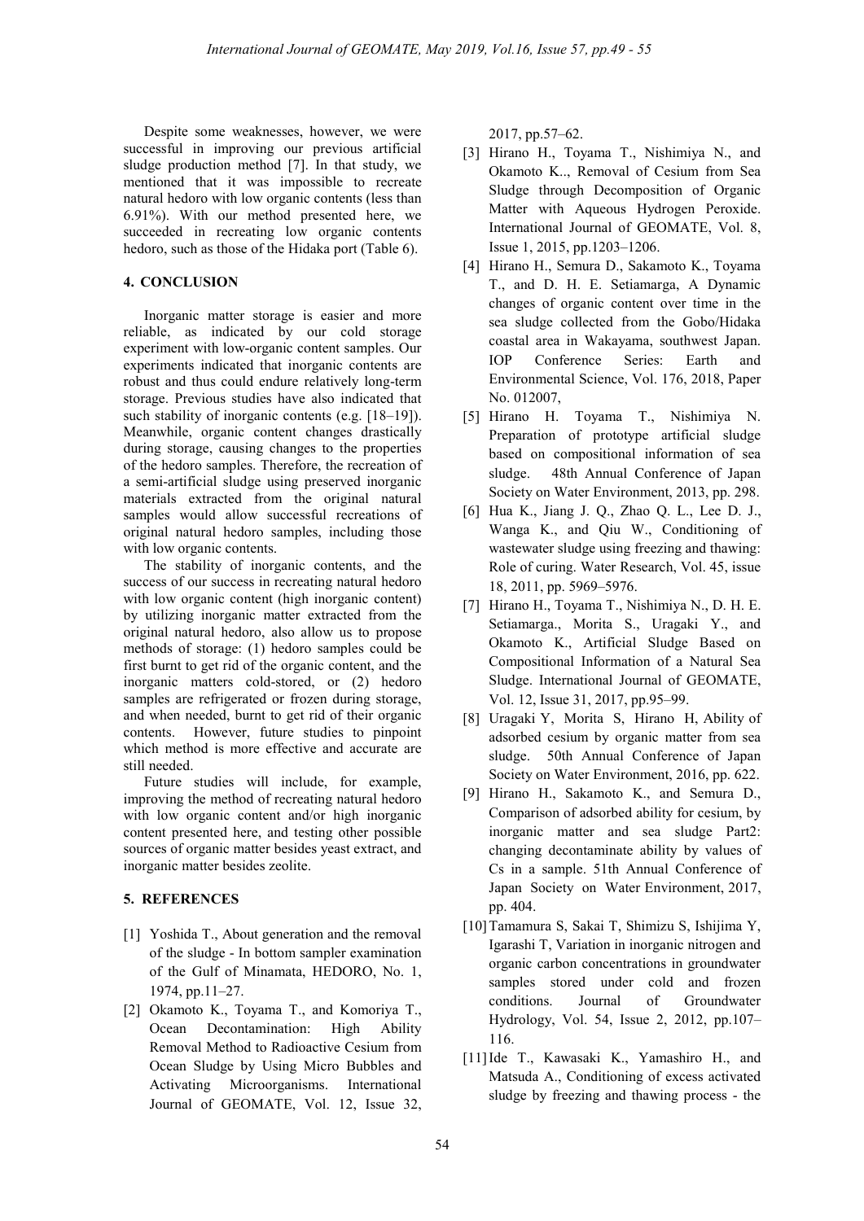Despite some weaknesses, however, we were successful in improving our previous artificial sludge production method [7]. In that study, we mentioned that it was impossible to recreate natural hedoro with low organic contents (less than 6.91%). With our method presented here, we succeeded in recreating low organic contents hedoro, such as those of the Hidaka port (Table 6).

## 4. CONCLUSION

Inorganic matter storage is easier and more reliable, as indicated by our cold storage experiment with low-organic content samples. Our experiments indicated that inorganic contents are robust and thus could endure relatively long-term storage. Previous studies have also indicated that such stability of inorganic contents (e.g. [18–19]). Meanwhile, organic content changes drastically during storage, causing changes to the properties of the hedoro samples. Therefore, the recreation of a semi-artificial sludge using preserved inorganic materials extracted from the original natural samples would allow successful recreations of original natural hedoro samples, including those with low organic contents.

The stability of inorganic contents, and the success of our success in recreating natural hedoro with low organic content (high inorganic content) by utilizing inorganic matter extracted from the original natural hedoro, also allow us to propose methods of storage: (1) hedoro samples could be first burnt to get rid of the organic content, and the inorganic matters cold-stored, or (2) hedoro samples are refrigerated or frozen during storage, and when needed, burnt to get rid of their organic contents. However, future studies to pinpoint which method is more effective and accurate are still needed.

Future studies will include, for example, improving the method of recreating natural hedoro with low organic content and/or high inorganic content presented here, and testing other possible sources of organic matter besides yeast extract, and inorganic matter besides zeolite.

## 5. REFERENCES

[1] Yoshida T., About generation and the removal of the sludge - In bottom sampler examination of the Gulf of Minamata, HEDORO, No. 1, 1974, pp.11–27.

[2] Okamoto K., Toyama T., and Komoriya T., Ocean Decontamination: High Ability Removal Method to Radioactive Cesium from Ocean Sludge by Using Micro Bubbles and Activating Microorganisms. International Journal of GEOMATE, Vol. 12, Issue 32, 2017, pp.57–62.

[3] Hirano H., Toyama T., Nishimiya N., and Okamoto K.., Removal of Cesium from Sea Sludge through Decomposition of Organic Matter with Aqueous Hydrogen Peroxide. International Journal of GEOMATE, Vol. 8, Issue 1, 2015, pp.1203–1206.

[4] Hirano H., Semura D., Sakamoto K., Toyama T., and D. H. E. Setiamarga, A Dynamic changes of organic content over time in the sea sludge collected from the Gobo/Hidaka coastal area in Wakayama, southwest Japan. IOP Conference Series: Earth and Environmental Science, Vol. 176, 2018, Paper No. 012007,

[5] Hirano H. Toyama T., Nishimiya N. Preparation of prototype artificial sludge based on compositional information of sea sludge. 48th Annual Conference of Japan Society on Water Environment, 2013, pp. 298.

[6] Hua K., Jiang J. Q., Zhao Q. L., Lee D. J., Wanga K., and Qiu W., Conditioning of wastewater sludge using freezing and thawing: Role of curing. Water Research, Vol. 45, issue 18, 2011, pp. 5969–5976.

[7] Hirano H., Toyama T., Nishimiya N., D. H. E. Setiamarga., Morita S., Uragaki Y., and Okamoto K., Artificial Sludge Based on Compositional Information of a Natural Sea Sludge. International Journal of GEOMATE, Vol. 12, Issue 31, 2017, pp.95–99.

[8] Uragaki Y, Morita S, Hirano H, Ability of adsorbed cesium by organic matter from sea sludge. 50th Annual Conference of Japan Society on Water Environment, 2016, pp. 622.

[9] Hirano H., Sakamoto K., and Semura D., Comparison of adsorbed ability for cesium, by inorganic matter and sea sludge Part2: changing decontaminate ability by values of Cs in a sample. 51th Annual Conference of Japan Society on Water Environment, 2017, pp. 404.

[10] Tamamura S, Sakai T, Shimizu S, Ishijima Y, Igarashi T, Variation in inorganic nitrogen and organic carbon concentrations in groundwater samples stored under cold and frozen conditions. Journal of Groundwater Hydrology, Vol. 54, Issue 2, 2012, pp.107–116.

[11] Ide T., Kawasaki K., Yamashiro H., and Matsuda A., Conditioning of excess activated sludge by freezing and thawing process - the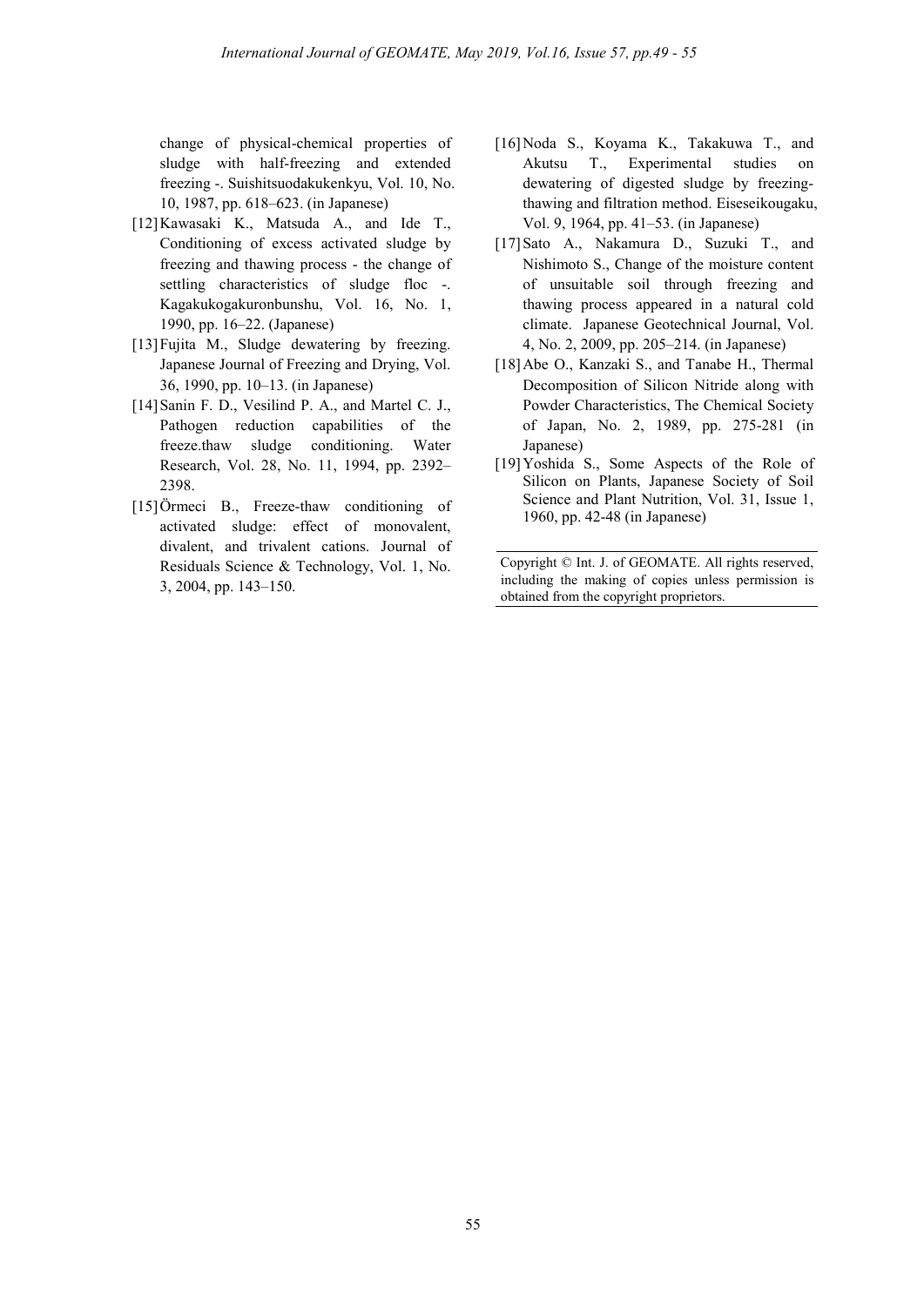change of physical-chemical properties of sludge with half-freezing and extended freezing -. Suishitsuodakukenkyu, Vol. 10, No. 10, 1987, pp. 618–623. (in Japanese)

[12] Kawasaki K., Matsuda A., and Ide T., Conditioning of excess activated sludge by freezing and thawing process - the change of settling characteristics of sludge floc -. Kagakukogakuronbunshu, Vol. 16, No. 1, 1990, pp. 16–22. (Japanese)

[13] Fujita M., Sludge dewatering by freezing. Japanese Journal of Freezing and Drying, Vol. 36, 1990, pp. 10–13. (in Japanese)

[14] Sanin F. D., Vesilind P. A., and Martel C. J., Pathogen reduction capabilities of the freeze.thaw sludge conditioning. Water Research, Vol. 28, No. 11, 1994, pp. 2392–2398.

[15] Örmeci B., Freeze-thaw conditioning of activated sludge: effect of monovalent, divalent, and trivalent cations. Journal of Residuals Science & Technology, Vol. 1, No. 3, 2004, pp. 143–150.

[16] Noda S., Koyama K., Takakuwa T., and Akutsu T., Experimental studies on dewatering of digested sludge by freezing-thawing and filtration method. Eiseseikougaku, Vol. 9, 1964, pp. 41–53. (in Japanese)

[17] Sato A., Nakamura D., Suzuki T., and Nishimoto S., Change of the moisture content of unsuitable soil through freezing and thawing process appeared in a natural cold climate. Japanese Geotechnical Journal, Vol. 4, No. 2, 2009, pp. 205–214. (in Japanese)

[18] Abe O., Kanzaki S., and Tanabe H., Thermal Decomposition of Silicon Nitride along with Powder Characteristics, The Chemical Society of Japan, No. 2, 1989, pp. 275-281 (in Japanese)

[19] Yoshida S., Some Aspects of the Role of Silicon on Plants, Japanese Society of Soil Science and Plant Nutrition, Vol. 31, Issue 1, 1960, pp. 42-48 (in Japanese)

Copyright © Int. J. of GEOMATE. All rights reserved, including the making of copies unless permission is obtained from the copyright proprietors.